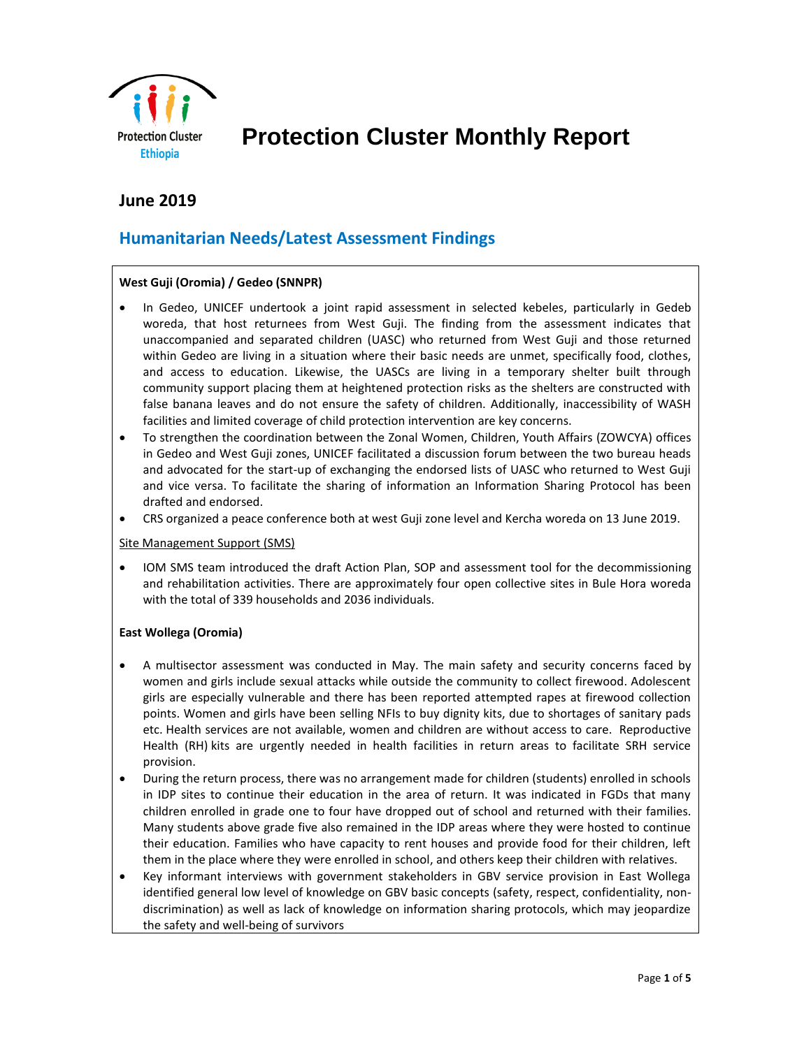Protection Cluster Ethiopia

# Protection Cluster Monthly Report

## June 2019

## Humanitarian Needs/Latest Assessment Findings

**West Guji (Oromia) / Gedeo (SNNPR)**

- In Gedeo, UNICEF undertook a joint rapid assessment in selected kebeles, particularly in Gedeb woreda, that host returnees from West Guji. The finding from the assessment indicates that unaccompanied and separated children (UASC) who returned from West Guji and those returned within Gedeo are living in a situation where their basic needs are unmet, specifically food, clothes, and access to education. Likewise, the UASCs are living in a temporary shelter built through community support placing them at heightened protection risks as the shelters are constructed with false banana leaves and do not ensure the safety of children. Additionally, inaccessibility of WASH facilities and limited coverage of child protection intervention are key concerns.
- To strengthen the coordination between the Zonal Women, Children, Youth Affairs (ZOWCYA) offices in Gedeo and West Guji zones, UNICEF facilitated a discussion forum between the two bureau heads and advocated for the start-up of exchanging the endorsed lists of UASC who returned to West Guji and vice versa. To facilitate the sharing of information an Information Sharing Protocol has been drafted and endorsed.
- CRS organized a peace conference both at west Guji zone level and Kercha woreda on 13 June 2019.

Site Management Support (SMS)

- IOM SMS team introduced the draft Action Plan, SOP and assessment tool for the decommissioning and rehabilitation activities. There are approximately four open collective sites in Bule Hora woreda with the total of 339 households and 2036 individuals.

**East Wollega (Oromia)**

- A multisector assessment was conducted in May. The main safety and security concerns faced by women and girls include sexual attacks while outside the community to collect firewood. Adolescent girls are especially vulnerable and there has been reported attempted rapes at firewood collection points. Women and girls have been selling NFIs to buy dignity kits, due to shortages of sanitary pads etc. Health services are not available, women and children are without access to care. Reproductive Health (RH) kits are urgently needed in health facilities in return areas to facilitate SRH service provision.
- During the return process, there was no arrangement made for children (students) enrolled in schools in IDP sites to continue their education in the area of return. It was indicated in FGDs that many children enrolled in grade one to four have dropped out of school and returned with their families. Many students above grade five also remained in the IDP areas where they were hosted to continue their education. Families who have capacity to rent houses and provide food for their children, left them in the place where they were enrolled in school, and others keep their children with relatives.
- Key informant interviews with government stakeholders in GBV service provision in East Wollega identified general low level of knowledge on GBV basic concepts (safety, respect, confidentiality, non-discrimination) as well as lack of knowledge on information sharing protocols, which may jeopardize the safety and well-being of survivors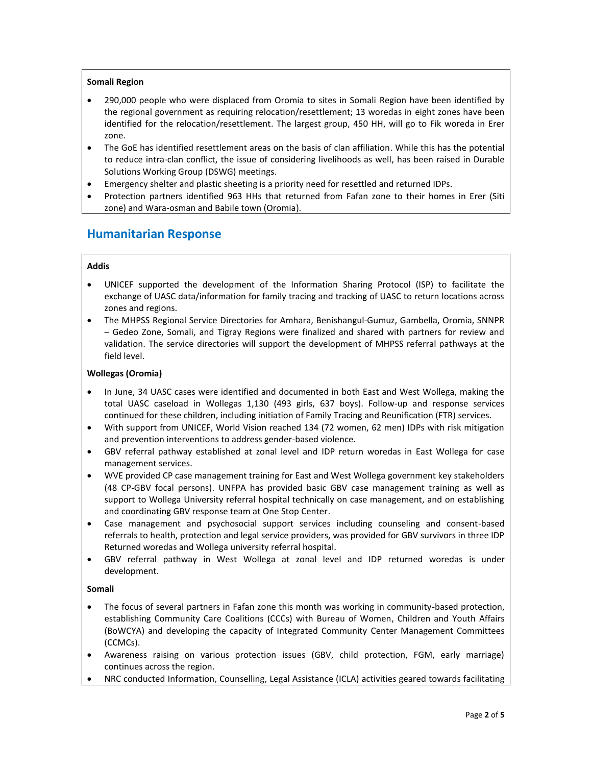**Somali Region**

- 290,000 people who were displaced from Oromia to sites in Somali Region have been identified by the regional government as requiring relocation/resettlement; 13 woredas in eight zones have been identified for the relocation/resettlement. The largest group, 450 HH, will go to Fik woreda in Erer zone.
- The GoE has identified resettlement areas on the basis of clan affiliation. While this has the potential to reduce intra-clan conflict, the issue of considering livelihoods as well, has been raised in Durable Solutions Working Group (DSWG) meetings.
- Emergency shelter and plastic sheeting is a priority need for resettled and returned IDPs.
- Protection partners identified 963 HHs that returned from Fafan zone to their homes in Erer (Siti zone) and Wara-osman and Babile town (Oromia).

## Humanitarian Response

**Addis**

- UNICEF supported the development of the Information Sharing Protocol (ISP) to facilitate the exchange of UASC data/information for family tracing and tracking of UASC to return locations across zones and regions.
- The MHPSS Regional Service Directories for Amhara, Benishangul-Gumuz, Gambella, Oromia, SNNPR – Gedeo Zone, Somali, and Tigray Regions were finalized and shared with partners for review and validation. The service directories will support the development of MHPSS referral pathways at the field level.

**Wollegas (Oromia)**

- In June, 34 UASC cases were identified and documented in both East and West Wollega, making the total UASC caseload in Wollegas 1,130 (493 girls, 637 boys). Follow-up and response services continued for these children, including initiation of Family Tracing and Reunification (FTR) services.
- With support from UNICEF, World Vision reached 134 (72 women, 62 men) IDPs with risk mitigation and prevention interventions to address gender-based violence.
- GBV referral pathway established at zonal level and IDP return woredas in East Wollega for case management services.
- WVE provided CP case management training for East and West Wollega government key stakeholders (48 CP-GBV focal persons). UNFPA has provided basic GBV case management training as well as support to Wollega University referral hospital technically on case management, and on establishing and coordinating GBV response team at One Stop Center.
- Case management and psychosocial support services including counseling and consent-based referrals to health, protection and legal service providers, was provided for GBV survivors in three IDP Returned woredas and Wollega university referral hospital.
- GBV referral pathway in West Wollega at zonal level and IDP returned woredas is under development.

**Somali**

- The focus of several partners in Fafan zone this month was working in community-based protection, establishing Community Care Coalitions (CCCs) with Bureau of Women, Children and Youth Affairs (BoWCYA) and developing the capacity of Integrated Community Center Management Committees (CCMCs).
- Awareness raising on various protection issues (GBV, child protection, FGM, early marriage) continues across the region.
- NRC conducted Information, Counselling, Legal Assistance (ICLA) activities geared towards facilitating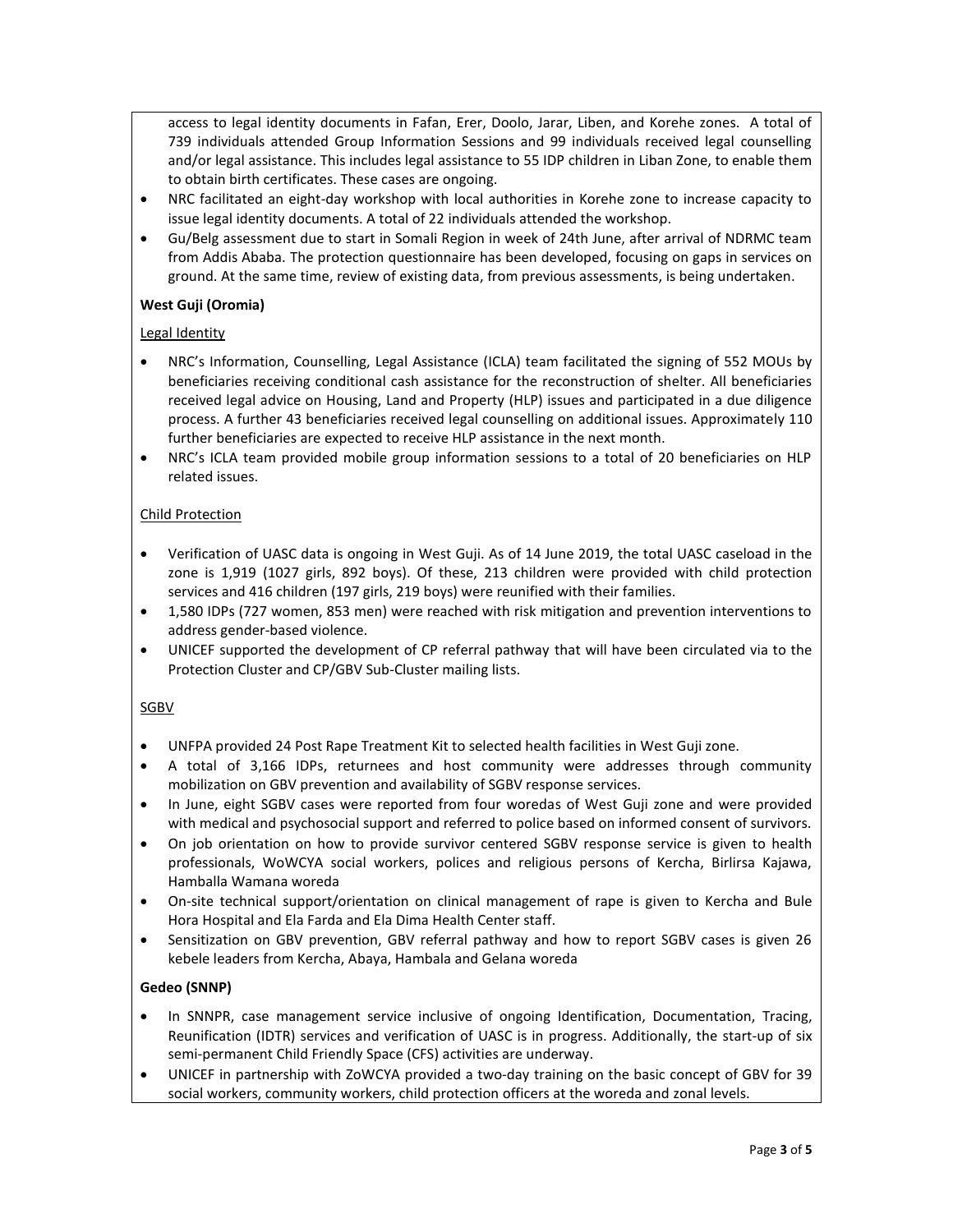access to legal identity documents in Fafan, Erer, Doolo, Jarar, Liben, and Korehe zones. A total of 739 individuals attended Group Information Sessions and 99 individuals received legal counselling and/or legal assistance. This includes legal assistance to 55 IDP children in Liban Zone, to enable them to obtain birth certificates. These cases are ongoing.

- NRC facilitated an eight-day workshop with local authorities in Korehe zone to increase capacity to issue legal identity documents. A total of 22 individuals attended the workshop.
- Gu/Belg assessment due to start in Somali Region in week of 24th June, after arrival of NDRMC team from Addis Ababa. The protection questionnaire has been developed, focusing on gaps in services on ground. At the same time, review of existing data, from previous assessments, is being undertaken.

**West Guji (Oromia)**

Legal Identity

- NRC's Information, Counselling, Legal Assistance (ICLA) team facilitated the signing of 552 MOUs by beneficiaries receiving conditional cash assistance for the reconstruction of shelter. All beneficiaries received legal advice on Housing, Land and Property (HLP) issues and participated in a due diligence process. A further 43 beneficiaries received legal counselling on additional issues. Approximately 110 further beneficiaries are expected to receive HLP assistance in the next month.
- NRC's ICLA team provided mobile group information sessions to a total of 20 beneficiaries on HLP related issues.

Child Protection

- Verification of UASC data is ongoing in West Guji. As of 14 June 2019, the total UASC caseload in the zone is 1,919 (1027 girls, 892 boys). Of these, 213 children were provided with child protection services and 416 children (197 girls, 219 boys) were reunified with their families.
- 1,580 IDPs (727 women, 853 men) were reached with risk mitigation and prevention interventions to address gender-based violence.
- UNICEF supported the development of CP referral pathway that will have been circulated via to the Protection Cluster and CP/GBV Sub-Cluster mailing lists.

SGBV

- UNFPA provided 24 Post Rape Treatment Kit to selected health facilities in West Guji zone.
- A total of 3,166 IDPs, returnees and host community were addresses through community mobilization on GBV prevention and availability of SGBV response services.
- In June, eight SGBV cases were reported from four woredas of West Guji zone and were provided with medical and psychosocial support and referred to police based on informed consent of survivors.
- On job orientation on how to provide survivor centered SGBV response service is given to health professionals, WoWCYA social workers, polices and religious persons of Kercha, Birlirsa Kajawa, Hamballa Wamana woreda
- On-site technical support/orientation on clinical management of rape is given to Kercha and Bule Hora Hospital and Ela Farda and Ela Dima Health Center staff.
- Sensitization on GBV prevention, GBV referral pathway and how to report SGBV cases is given 26 kebele leaders from Kercha, Abaya, Hambala and Gelana woreda

**Gedeo (SNNP)**

- In SNNPR, case management service inclusive of ongoing Identification, Documentation, Tracing, Reunification (IDTR) services and verification of UASC is in progress. Additionally, the start-up of six semi-permanent Child Friendly Space (CFS) activities are underway.
- UNICEF in partnership with ZoWCYA provided a two-day training on the basic concept of GBV for 39 social workers, community workers, child protection officers at the woreda and zonal levels.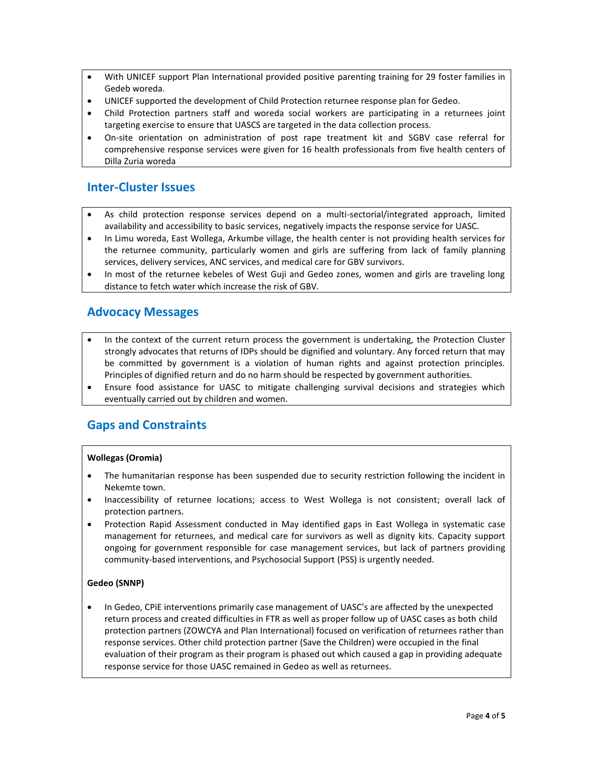- With UNICEF support Plan International provided positive parenting training for 29 foster families in Gedeb woreda.
- UNICEF supported the development of Child Protection returnee response plan for Gedeo.
- Child Protection partners staff and woreda social workers are participating in a returnees joint targeting exercise to ensure that UASCS are targeted in the data collection process.
- On-site orientation on administration of post rape treatment kit and SGBV case referral for comprehensive response services were given for 16 health professionals from five health centers of Dilla Zuria woreda

## Inter-Cluster Issues

- As child protection response services depend on a multi-sectorial/integrated approach, limited availability and accessibility to basic services, negatively impacts the response service for UASC.
- In Limu woreda, East Wollega, Arkumbe village, the health center is not providing health services for the returnee community, particularly women and girls are suffering from lack of family planning services, delivery services, ANC services, and medical care for GBV survivors.
- In most of the returnee kebeles of West Guji and Gedeo zones, women and girls are traveling long distance to fetch water which increase the risk of GBV.

## Advocacy Messages

- In the context of the current return process the government is undertaking, the Protection Cluster strongly advocates that returns of IDPs should be dignified and voluntary. Any forced return that may be committed by government is a violation of human rights and against protection principles. Principles of dignified return and do no harm should be respected by government authorities.
- Ensure food assistance for UASC to mitigate challenging survival decisions and strategies which eventually carried out by children and women.

## Gaps and Constraints

**Wollegas (Oromia)**

- The humanitarian response has been suspended due to security restriction following the incident in Nekemte town.
- Inaccessibility of returnee locations; access to West Wollega is not consistent; overall lack of protection partners.
- Protection Rapid Assessment conducted in May identified gaps in East Wollega in systematic case management for returnees, and medical care for survivors as well as dignity kits. Capacity support ongoing for government responsible for case management services, but lack of partners providing community-based interventions, and Psychosocial Support (PSS) is urgently needed.

**Gedeo (SNNP)**

- In Gedeo, CPiE interventions primarily case management of UASC's are affected by the unexpected return process and created difficulties in FTR as well as proper follow up of UASC cases as both child protection partners (ZOWCYA and Plan International) focused on verification of returnees rather than response services. Other child protection partner (Save the Children) were occupied in the final evaluation of their program as their program is phased out which caused a gap in providing adequate response service for those UASC remained in Gedeo as well as returnees.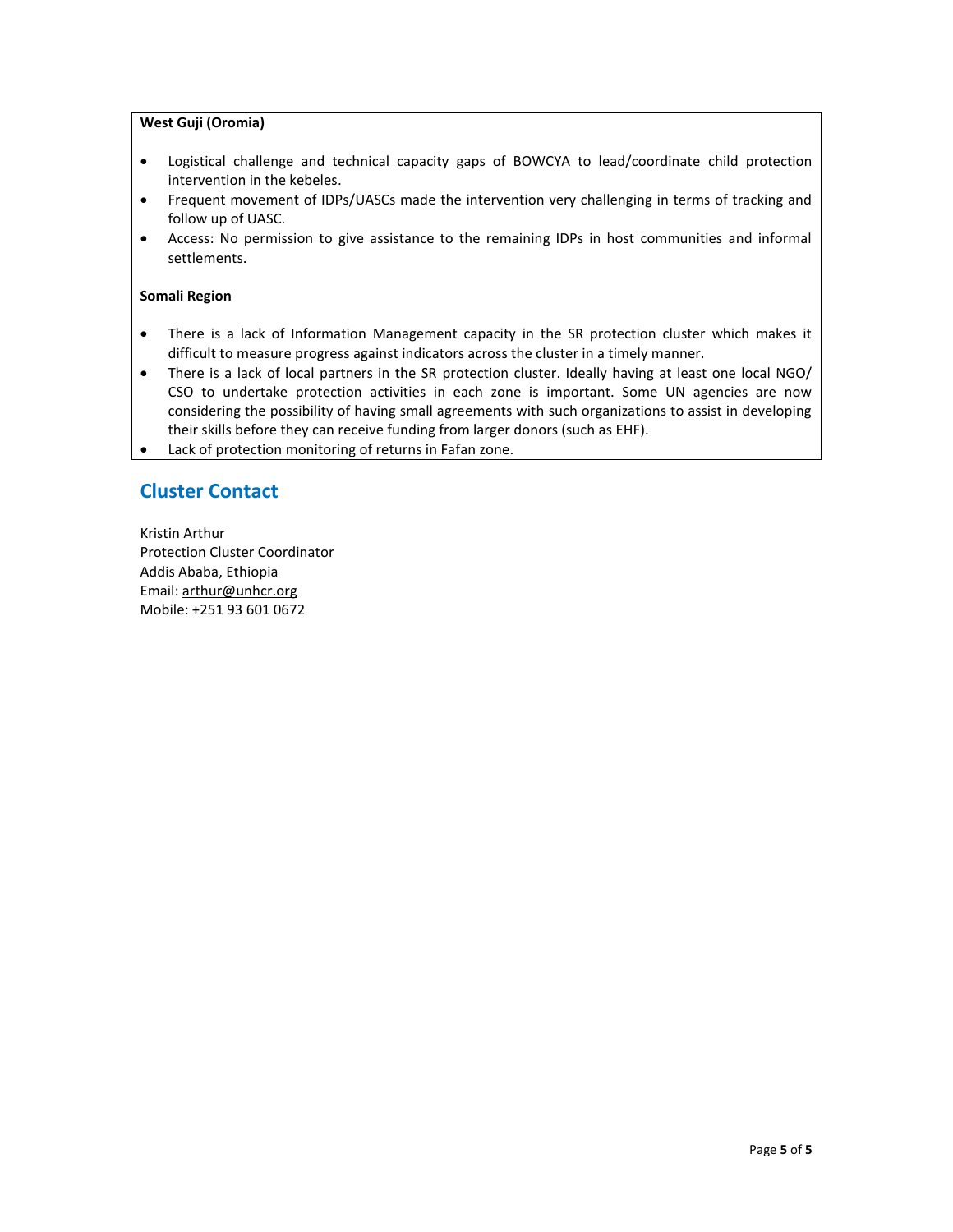**West Guji (Oromia)**

- Logistical challenge and technical capacity gaps of BOWCYA to lead/coordinate child protection intervention in the kebeles.
- Frequent movement of IDPs/UASCs made the intervention very challenging in terms of tracking and follow up of UASC.
- Access: No permission to give assistance to the remaining IDPs in host communities and informal settlements.

**Somali Region**

- There is a lack of Information Management capacity in the SR protection cluster which makes it difficult to measure progress against indicators across the cluster in a timely manner.
- There is a lack of local partners in the SR protection cluster. Ideally having at least one local NGO/ CSO to undertake protection activities in each zone is important. Some UN agencies are now considering the possibility of having small agreements with such organizations to assist in developing their skills before they can receive funding from larger donors (such as EHF).
- Lack of protection monitoring of returns in Fafan zone.

## Cluster Contact

Kristin Arthur
Protection Cluster Coordinator
Addis Ababa, Ethiopia
Email: arthur@unhcr.org
Mobile: +251 93 601 0672